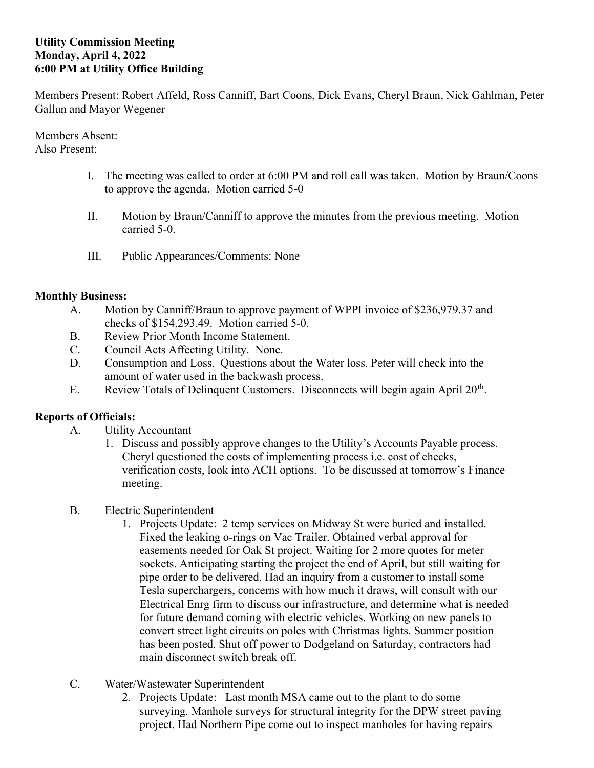**Utility Commission Meeting**
**Monday, April 4, 2022**
**6:00 PM at Utility Office Building**

Members Present: Robert Affeld, Ross Canniff, Bart Coons, Dick Evans, Cheryl Braun, Nick Gahlman, Peter Gallun and Mayor Wegener

Members Absent:
Also Present:

I. The meeting was called to order at 6:00 PM and roll call was taken. Motion by Braun/Coons to approve the agenda. Motion carried 5-0

II. Motion by Braun/Canniff to approve the minutes from the previous meeting. Motion carried 5-0.

III. Public Appearances/Comments: None

**Monthly Business:**

A. Motion by Canniff/Braun to approve payment of WPPI invoice of $236,979.37 and checks of $154,293.49. Motion carried 5-0.
B. Review Prior Month Income Statement.
C. Council Acts Affecting Utility. None.
D. Consumption and Loss. Questions about the Water loss. Peter will check into the amount of water used in the backwash process.
E. Review Totals of Delinquent Customers. Disconnects will begin again April 20th.

**Reports of Officials:**

A. Utility Accountant
   1. Discuss and possibly approve changes to the Utility's Accounts Payable process. Cheryl questioned the costs of implementing process i.e. cost of checks, verification costs, look into ACH options. To be discussed at tomorrow's Finance meeting.

B. Electric Superintendent
   1. Projects Update: 2 temp services on Midway St were buried and installed. Fixed the leaking o-rings on Vac Trailer. Obtained verbal approval for easements needed for Oak St project. Waiting for 2 more quotes for meter sockets. Anticipating starting the project the end of April, but still waiting for pipe order to be delivered. Had an inquiry from a customer to install some Tesla superchargers, concerns with how much it draws, will consult with our Electrical Enrg firm to discuss our infrastructure, and determine what is needed for future demand coming with electric vehicles. Working on new panels to convert street light circuits on poles with Christmas lights. Summer position has been posted. Shut off power to Dodgeland on Saturday, contractors had main disconnect switch break off.

C. Water/Wastewater Superintendent
   2. Projects Update: Last month MSA came out to the plant to do some surveying. Manhole surveys for structural integrity for the DPW street paving project. Had Northern Pipe come out to inspect manholes for having repairs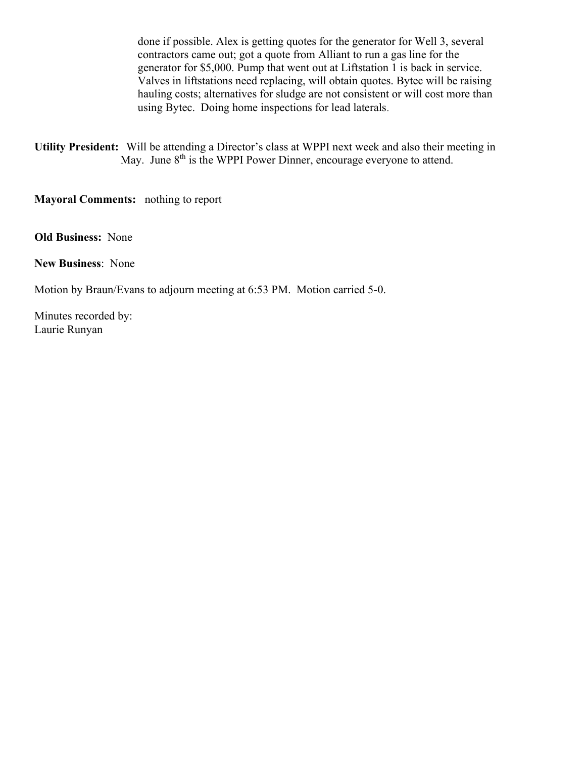done if possible. Alex is getting quotes for the generator for Well 3, several contractors came out; got a quote from Alliant to run a gas line for the generator for $5,000. Pump that went out at Liftstation 1 is back in service. Valves in liftstations need replacing, will obtain quotes. Bytec will be raising hauling costs; alternatives for sludge are not consistent or will cost more than using Bytec. Doing home inspections for lead laterals.

**Utility President:** Will be attending a Director's class at WPPI next week and also their meeting in May. June 8th is the WPPI Power Dinner, encourage everyone to attend.

**Mayoral Comments:** nothing to report

**Old Business:** None

**New Business**: None

Motion by Braun/Evans to adjourn meeting at 6:53 PM. Motion carried 5-0.

Minutes recorded by:
Laurie Runyan